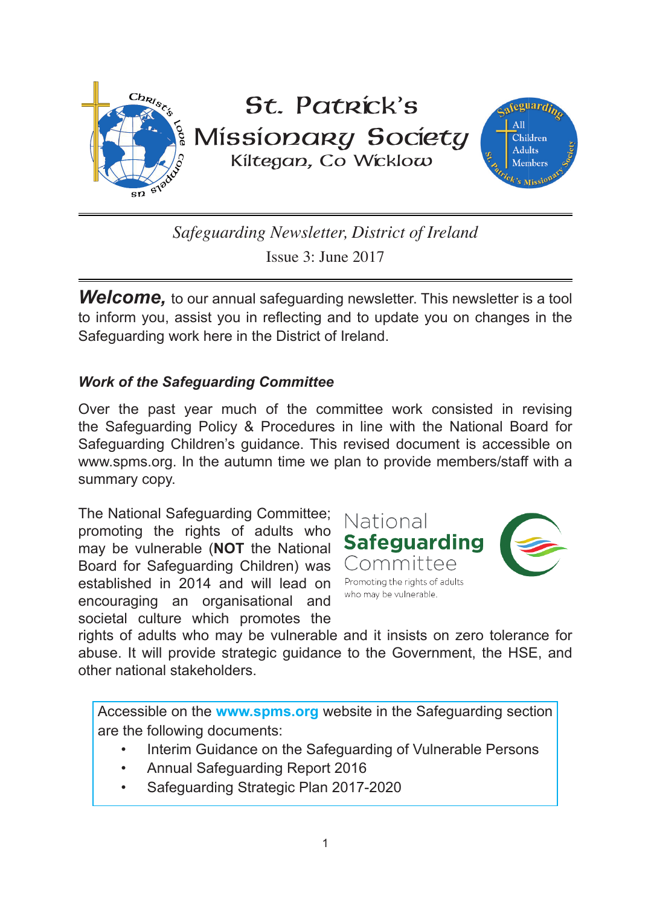# St. Patrick's Missionary Society

Kiltegan, Co Wicklow

*Safeguarding Newsletter, District of Ireland*

Issue 3: June 2017

***Welcome,*** to our annual safeguarding newsletter. This newsletter is a tool to inform you, assist you in reflecting and to update you on changes in the Safeguarding work here in the District of Ireland.

### *Work of the Safeguarding Committee*

Over the past year much of the committee work consisted in revising the Safeguarding Policy & Procedures in line with the National Board for Safeguarding Children's guidance. This revised document is accessible on www.spms.org. In the autumn time we plan to provide members/staff with a summary copy.

The National Safeguarding Committee; promoting the rights of adults who may be vulnerable (**NOT** the National Board for Safeguarding Children) was established in 2014 and will lead on encouraging an organisational and societal culture which promotes the rights of adults who may be vulnerable and it insists on zero tolerance for abuse. It will provide strategic guidance to the Government, the HSE, and other national stakeholders.

Accessible on the **www.spms.org** website in the Safeguarding section are the following documents:

- Interim Guidance on the Safeguarding of Vulnerable Persons
- Annual Safeguarding Report 2016
- Safeguarding Strategic Plan 2017-2020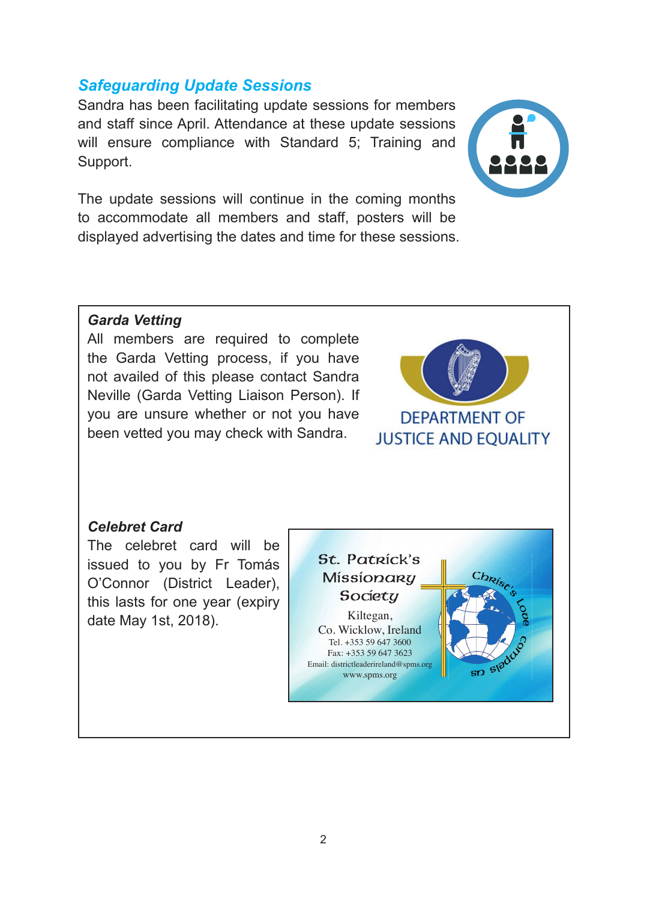## *Safeguarding Update Sessions*

Sandra has been facilitating update sessions for members and staff since April. Attendance at these update sessions will ensure compliance with Standard 5; Training and Support.

The update sessions will continue in the coming months to accommodate all members and staff, posters will be displayed advertising the dates and time for these sessions.

### *Garda Vetting*

All members are required to complete the Garda Vetting process, if you have not availed of this please contact Sandra Neville (Garda Vetting Liaison Person). If you are unsure whether or not you have been vetted you may check with Sandra.

DEPARTMENT OF JUSTICE AND EQUALITY

### *Celebret Card*

The celebret card will be issued to you by Fr Tomás O'Connor (District Leader), this lasts for one year (expiry date May 1st, 2018).

St. Patrick's Missionary Society
Kiltegan,
Co. Wicklow, Ireland
Tel. +353 59 647 3600
Fax: +353 59 647 3623
Email: districtleaderireland@spms.org
www.spms.org

Christ's Love Compels Us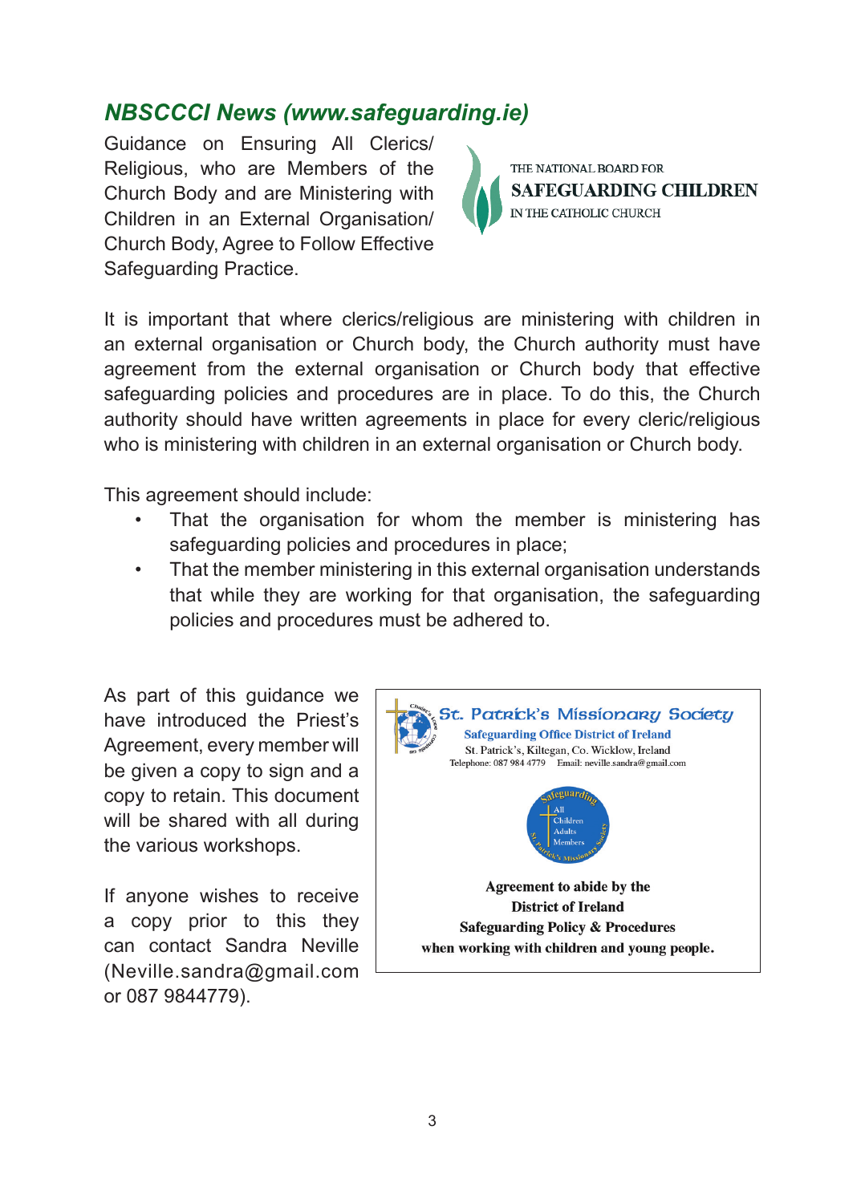## *NBSCCCI News (www.safeguarding.ie)*

Guidance on Ensuring All Clerics/ Religious, who are Members of the Church Body and are Ministering with Children in an External Organisation/ Church Body, Agree to Follow Effective Safeguarding Practice.

THE NATIONAL BOARD FOR
**SAFEGUARDING CHILDREN**
IN THE CATHOLIC CHURCH

It is important that where clerics/religious are ministering with children in an external organisation or Church body, the Church authority must have agreement from the external organisation or Church body that effective safeguarding policies and procedures are in place. To do this, the Church authority should have written agreements in place for every cleric/religious who is ministering with children in an external organisation or Church body.

This agreement should include:

- That the organisation for whom the member is ministering has safeguarding policies and procedures in place;
- That the member ministering in this external organisation understands that while they are working for that organisation, the safeguarding policies and procedures must be adhered to.

As part of this guidance we have introduced the Priest's Agreement, every member will be given a copy to sign and a copy to retain. This document will be shared with all during the various workshops.

If anyone wishes to receive a copy prior to this they can contact Sandra Neville (Neville.sandra@gmail.com or 087 9844779).

St. Patrick's Missionary Society
**Safeguarding Office District of Ireland**
St. Patrick's, Kiltegan, Co. Wicklow, Ireland
Telephone: 087 984 4779 Email: neville.sandra@gmail.com

Safeguarding All Children Adults Members — St Patrick's Missionary Society

**Agreement to abide by the District of Ireland Safeguarding Policy & Procedures when working with children and young people.**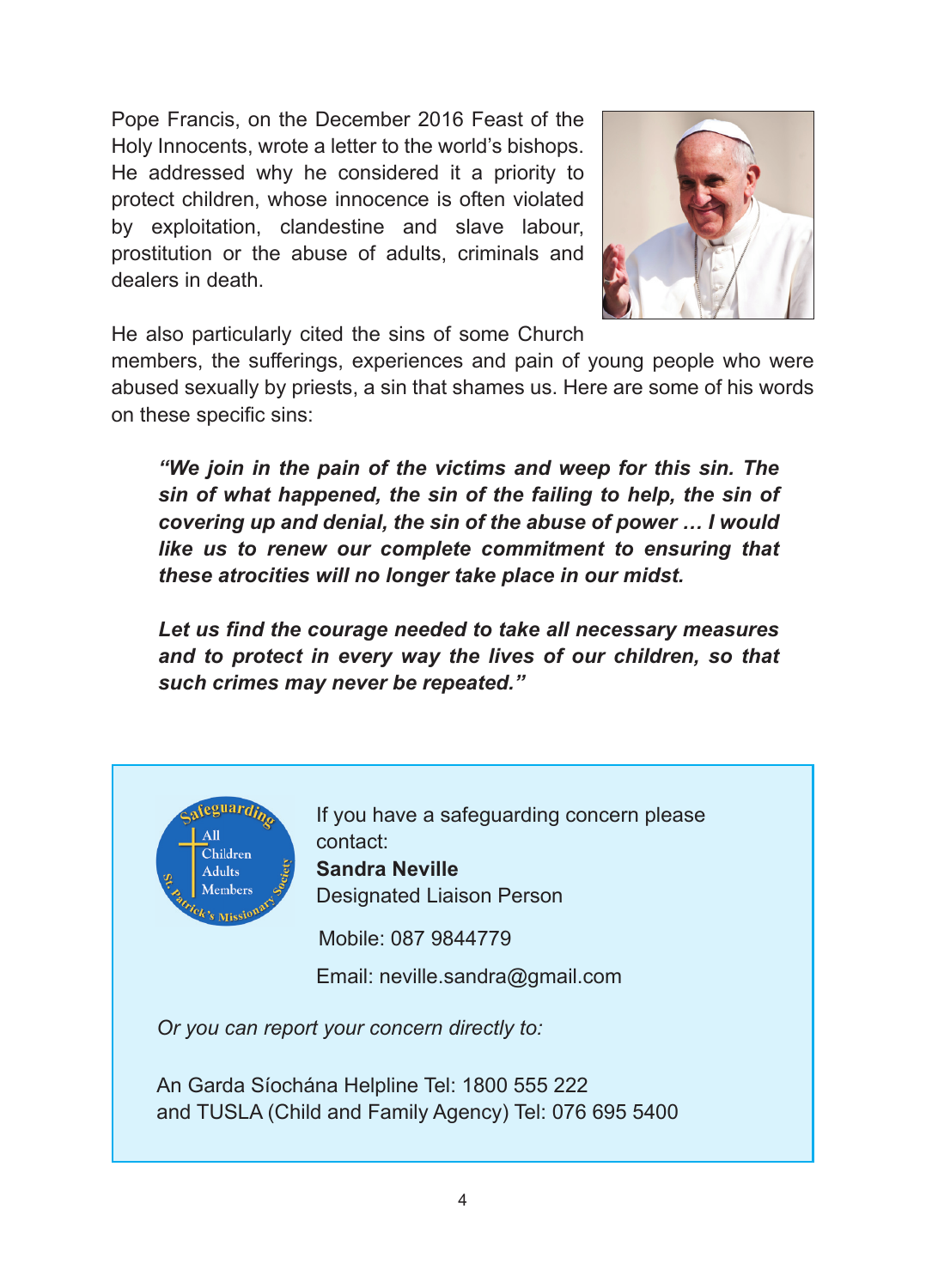Pope Francis, on the December 2016 Feast of the Holy Innocents, wrote a letter to the world's bishops. He addressed why he considered it a priority to protect children, whose innocence is often violated by exploitation, clandestine and slave labour, prostitution or the abuse of adults, criminals and dealers in death.

He also particularly cited the sins of some Church members, the sufferings, experiences and pain of young people who were abused sexually by priests, a sin that shames us. Here are some of his words on these specific sins:

> ***"We join in the pain of the victims and weep for this sin. The sin of what happened, the sin of the failing to help, the sin of covering up and denial, the sin of the abuse of power … I would like us to renew our complete commitment to ensuring that these atrocities will no longer take place in our midst.***
>
> ***Let us find the courage needed to take all necessary measures and to protect in every way the lives of our children, so that such crimes may never be repeated."***

Safeguarding All Children Adults Members — St. Patrick's Missionary Society

If you have a safeguarding concern please contact:
**Sandra Neville**
Designated Liaison Person

Mobile: 087 9844779

Email: neville.sandra@gmail.com

*Or you can report your concern directly to:*

An Garda Síochána Helpline Tel: 1800 555 222
and TUSLA (Child and Family Agency) Tel: 076 695 5400